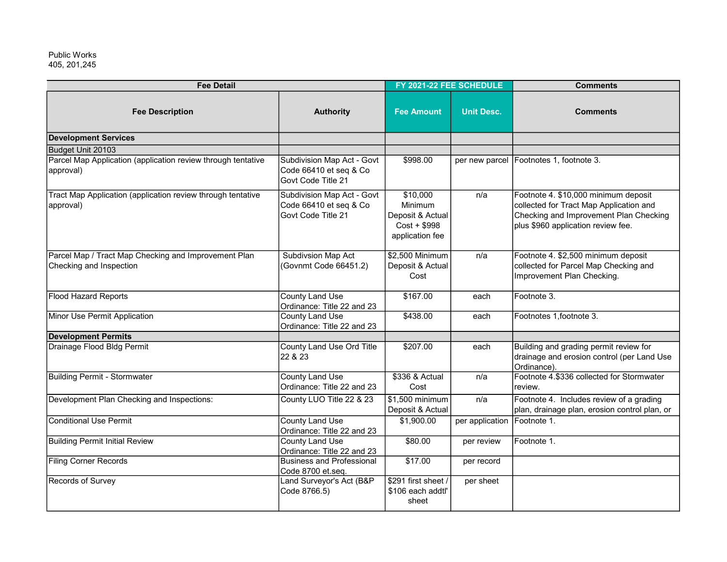Public Works
405, 201,245

| Fee Detail | | FY 2021-22 FEE SCHEDULE | | Comments |
|---|---|---|---|---|
| **Fee Description** | **Authority** | **Fee Amount** | **Unit Desc.** | **Comments** |
| **Development Services** | | | | |
| Budget Unit 20103 | | | | |
| Parcel Map Application (application review through tentative approval) | Subdivision Map Act - Govt Code 66410 et seq & Co Govt Code Title 21 | $998.00 | per new parcel | Footnotes 1, footnote 3. |
| Tract Map Application (application review through tentative approval) | Subdivision Map Act - Govt Code 66410 et seq & Co Govt Code Title 21 | $10,000 Minimum Deposit & Actual Cost + $998 application fee | n/a | Footnote 4. $10,000 minimum deposit collected for Tract Map Application and Checking and Improvement Plan Checking plus $960 application review fee. |
| Parcel Map / Tract Map Checking and Improvement Plan Checking and Inspection | Subdivsion Map Act (Govnmt Code 66451.2) | $2,500 Minimum Deposit & Actual Cost | n/a | Footnote 4. $2,500 minimum deposit collected for Parcel Map Checking and Improvement Plan Checking. |
| Flood Hazard Reports | County Land Use Ordinance: Title 22 and 23 | $167.00 | each | Footnote 3. |
| Minor Use Permit Application | County Land Use Ordinance: Title 22 and 23 | $438.00 | each | Footnotes 1,footnote 3. |
| **Development Permits** | | | | |
| Drainage Flood Bldg Permit | County Land Use Ord Title 22 & 23 | $207.00 | each | Building and grading permit review for drainage and erosion control (per Land Use Ordinance). |
| Building Permit - Stormwater | County Land Use Ordinance: Title 22 and 23 | $336 & Actual Cost | n/a | Footnote 4.$336 collected for Stormwater review. |
| Development Plan Checking and Inspections: | County LUO Title 22 & 23 | $1,500 minimum Deposit & Actual | n/a | Footnote 4. Includes review of a grading plan, drainage plan, erosion control plan, or |
| Conditional Use Permit | County Land Use Ordinance: Title 22 and 23 | $1,900.00 | per application | Footnote 1. |
| Building Permit Initial Review | County Land Use Ordinance: Title 22 and 23 | $80.00 | per review | Footnote 1. |
| Filing Corner Records | Business and Professional Code 8700 et.seq. | $17.00 | per record | |
| Records of Survey | Land Surveyor's Act (B&P Code 8766.5) | $291 first sheet / $106 each addtl' sheet | per sheet | |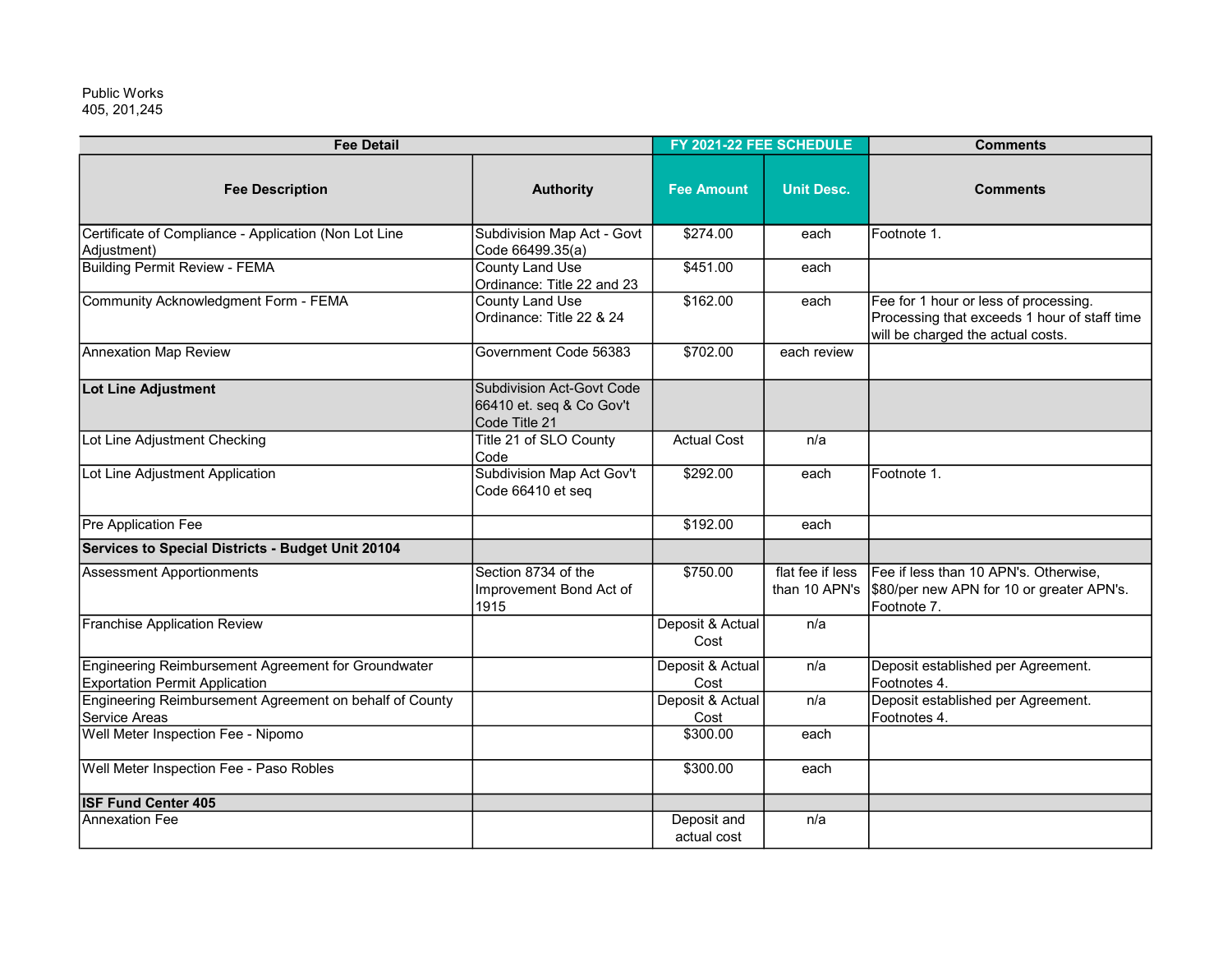Public Works
405, 201,245

| Fee Detail | | FY 2021-22 FEE SCHEDULE | | Comments |
|---|---|---|---|---|
| **Fee Description** | **Authority** | **Fee Amount** | **Unit Desc.** | **Comments** |
| Certificate of Compliance - Application (Non Lot Line Adjustment) | Subdivision Map Act - Govt Code 66499.35(a) | $274.00 | each | Footnote 1. |
| Building Permit Review - FEMA | County Land Use Ordinance: Title 22 and 23 | $451.00 | each | |
| Community Acknowledgment Form - FEMA | County Land Use Ordinance: Title 22 & 24 | $162.00 | each | Fee for 1 hour or less of processing. Processing that exceeds 1 hour of staff time will be charged the actual costs. |
| Annexation Map Review | Government Code 56383 | $702.00 | each review | |
| **Lot Line Adjustment** | Subdivision Act-Govt Code 66410 et. seq & Co Gov't Code Title 21 | | | |
| Lot Line Adjustment Checking | Title 21 of SLO County Code | Actual Cost | n/a | |
| Lot Line Adjustment Application | Subdivision Map Act Gov't Code 66410 et seq | $292.00 | each | Footnote 1. |
| Pre Application Fee | | $192.00 | each | |
| **Services to Special Districts - Budget Unit 20104** | | | | |
| Assessment Apportionments | Section 8734 of the Improvement Bond Act of 1915 | $750.00 | flat fee if less than 10 APN's | Fee if less than 10 APN's. Otherwise, $80/per new APN for 10 or greater APN's. Footnote 7. |
| Franchise Application Review | | Deposit & Actual Cost | n/a | |
| Engineering Reimbursement Agreement for Groundwater Exportation Permit Application | | Deposit & Actual Cost | n/a | Deposit established per Agreement. Footnotes 4. |
| Engineering Reimbursement Agreement on behalf of County Service Areas | | Deposit & Actual Cost | n/a | Deposit established per Agreement. Footnotes 4. |
| Well Meter Inspection Fee - Nipomo | | $300.00 | each | |
| Well Meter Inspection Fee - Paso Robles | | $300.00 | each | |
| **ISF Fund Center 405** | | | | |
| Annexation Fee | | Deposit and actual cost | n/a | |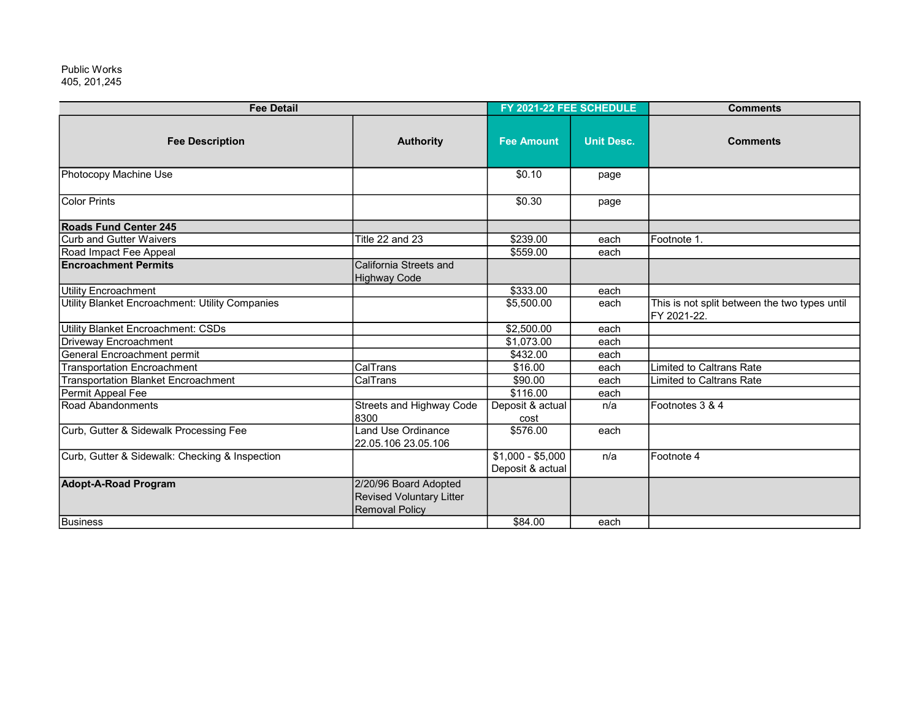Public Works
405, 201,245

| Fee Detail | | FY 2021-22 FEE SCHEDULE | | Comments |
|---|---|---|---|---|
| **Fee Description** | **Authority** | **Fee Amount** | **Unit Desc.** | **Comments** |
| Photocopy Machine Use | | $0.10 | page | |
| Color Prints | | $0.30 | page | |
| **Roads Fund Center 245** | | | | |
| Curb and Gutter Waivers | Title 22 and 23 | $239.00 | each | Footnote 1. |
| Road Impact Fee Appeal | | $559.00 | each | |
| **Encroachment Permits** | California Streets and Highway Code | | | |
| Utility Encroachment | | $333.00 | each | |
| Utility Blanket Encroachment: Utility Companies | | $5,500.00 | each | This is not split between the two types until FY 2021-22. |
| Utility Blanket Encroachment: CSDs | | $2,500.00 | each | |
| Driveway Encroachment | | $1,073.00 | each | |
| General Encroachment permit | | $432.00 | each | |
| Transportation Encroachment | CalTrans | $16.00 | each | Limited to Caltrans Rate |
| Transportation Blanket Encroachment | CalTrans | $90.00 | each | Limited to Caltrans Rate |
| Permit Appeal Fee | | $116.00 | each | |
| Road Abandonments | Streets and Highway Code 8300 | Deposit & actual cost | n/a | Footnotes 3 & 4 |
| Curb, Gutter & Sidewalk Processing Fee | Land Use Ordinance 22.05.106 23.05.106 | $576.00 | each | |
| Curb, Gutter & Sidewalk: Checking & Inspection | | $1,000 - $5,000 Deposit & actual | n/a | Footnote 4 |
| **Adopt-A-Road Program** | 2/20/96 Board Adopted Revised Voluntary Litter Removal Policy | | | |
| Business | | $84.00 | each | |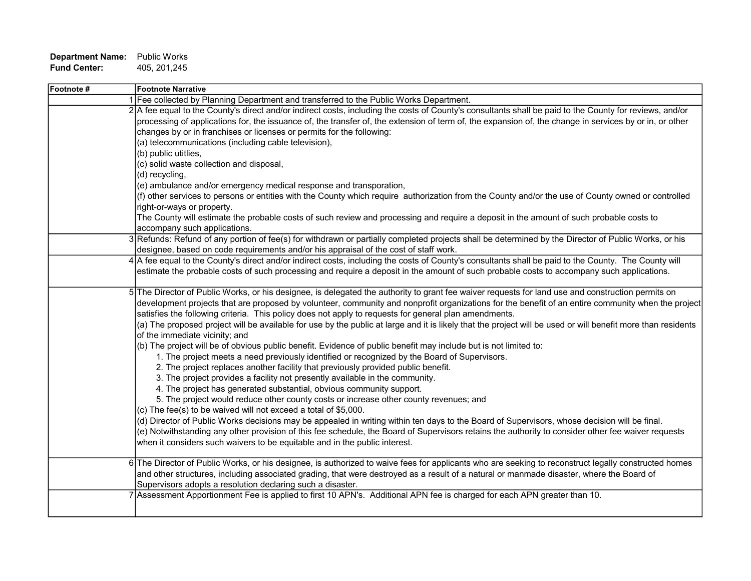**Department Name:** Public Works
**Fund Center:** 405, 201,245

| Footnote # | Footnote Narrative |
|---|---|
| 1 | Fee collected by Planning Department and transferred to the Public Works Department. |
| 2 | A fee equal to the County's direct and/or indirect costs, including the costs of County's consultants shall be paid to the County for reviews, and/or processing of applications for, the issuance of, the transfer of, the extension of term of, the expansion of, the change in services by or in, or other changes by or in franchises or licenses or permits for the following:<br>(a) telecommunications (including cable television),<br>(b) public utitlies,<br>(c) solid waste collection and disposal,<br>(d) recycling,<br>(e) ambulance and/or emergency medical response and transporation,<br>(f) other services to persons or entities with the County which require authorization from the County and/or the use of County owned or controlled right-or-ways or property.<br>The County will estimate the probable costs of such review and processing and require a deposit in the amount of such probable costs to accompany such applications. |
| 3 | Refunds: Refund of any portion of fee(s) for withdrawn or partially completed projects shall be determined by the Director of Public Works, or his designee, based on code requirements and/or his appraisal of the cost of staff work. |
| 4 | A fee equal to the County's direct and/or indirect costs, including the costs of County's consultants shall be paid to the County. The County will estimate the probable costs of such processing and require a deposit in the amount of such probable costs to accompany such applications. |
| 5 | The Director of Public Works, or his designee, is delegated the authority to grant fee waiver requests for land use and construction permits on development projects that are proposed by volunteer, community and nonprofit organizations for the benefit of an entire community when the project satisfies the following criteria. This policy does not apply to requests for general plan amendments.<br>(a) The proposed project will be available for use by the public at large and it is likely that the project will be used or will benefit more than residents of the immediate vicinity; and<br>(b) The project will be of obvious public benefit. Evidence of public benefit may include but is not limited to:<br>1. The project meets a need previously identified or recognized by the Board of Supervisors.<br>2. The project replaces another facility that previously provided public benefit.<br>3. The project provides a facility not presently available in the community.<br>4. The project has generated substantial, obvious community support.<br>5. The project would reduce other county costs or increase other county revenues; and<br>(c) The fee(s) to be waived will not exceed a total of $5,000.<br>(d) Director of Public Works decisions may be appealed in writing within ten days to the Board of Supervisors, whose decision will be final.<br>(e) Notwithstanding any other provision of this fee schedule, the Board of Supervisors retains the authority to consider other fee waiver requests when it considers such waivers to be equitable and in the public interest. |
| 6 | The Director of Public Works, or his designee, is authorized to waive fees for applicants who are seeking to reconstruct legally constructed homes and other structures, including associated grading, that were destroyed as a result of a natural or manmade disaster, where the Board of Supervisors adopts a resolution declaring such a disaster. |
| 7 | Assessment Apportionment Fee is applied to first 10 APN's. Additional APN fee is charged for each APN greater than 10. |